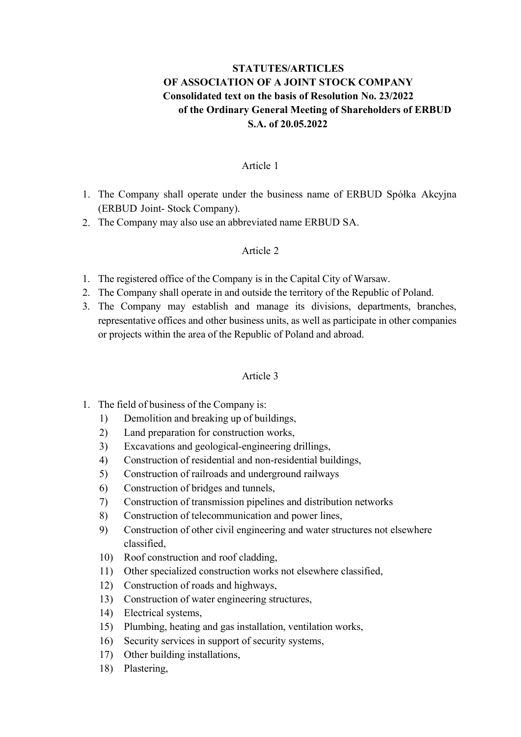# STATUTES/ARTICLES OF ASSOCIATION OF A JOINT STOCK COMPANY
## Consolidated text on the basis of Resolution No. 23/2022 of the Ordinary General Meeting of Shareholders of ERBUD S.A. of 20.05.2022

### Article 1

1. The Company shall operate under the business name of ERBUD Spółka Akcyjna (ERBUD Joint- Stock Company).
2. The Company may also use an abbreviated name ERBUD SA.

### Article 2

1. The registered office of the Company is in the Capital City of Warsaw.
2. The Company shall operate in and outside the territory of the Republic of Poland.
3. The Company may establish and manage its divisions, departments, branches, representative offices and other business units, as well as participate in other companies or projects within the area of the Republic of Poland and abroad.

### Article 3

1. The field of business of the Company is:
   1) Demolition and breaking up of buildings,
   2) Land preparation for construction works,
   3) Excavations and geological-engineering drillings,
   4) Construction of residential and non-residential buildings,
   5) Construction of railroads and underground railways
   6) Construction of bridges and tunnels,
   7) Construction of transmission pipelines and distribution networks
   8) Construction of telecommunication and power lines,
   9) Construction of other civil engineering and water structures not elsewhere classified,
   10) Roof construction and roof cladding,
   11) Other specialized construction works not elsewhere classified,
   12) Construction of roads and highways,
   13) Construction of water engineering structures,
   14) Electrical systems,
   15) Plumbing, heating and gas installation, ventilation works,
   16) Security services in support of security systems,
   17) Other building installations,
   18) Plastering,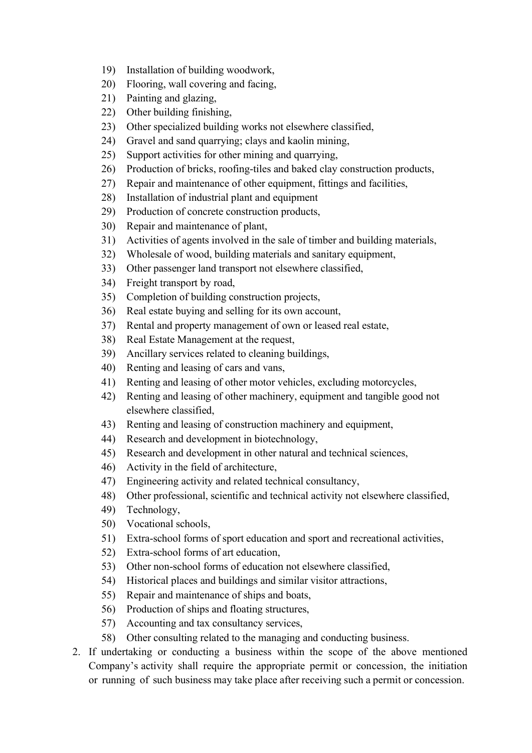19) Installation of building woodwork,
20) Flooring, wall covering and facing,
21) Painting and glazing,
22) Other building finishing,
23) Other specialized building works not elsewhere classified,
24) Gravel and sand quarrying; clays and kaolin mining,
25) Support activities for other mining and quarrying,
26) Production of bricks, roofing-tiles and baked clay construction products,
27) Repair and maintenance of other equipment, fittings and facilities,
28) Installation of industrial plant and equipment
29) Production of concrete construction products,
30) Repair and maintenance of plant,
31) Activities of agents involved in the sale of timber and building materials,
32) Wholesale of wood, building materials and sanitary equipment,
33) Other passenger land transport not elsewhere classified,
34) Freight transport by road,
35) Completion of building construction projects,
36) Real estate buying and selling for its own account,
37) Rental and property management of own or leased real estate,
38) Real Estate Management at the request,
39) Ancillary services related to cleaning buildings,
40) Renting and leasing of cars and vans,
41) Renting and leasing of other motor vehicles, excluding motorcycles,
42) Renting and leasing of other machinery, equipment and tangible good not elsewhere classified,
43) Renting and leasing of construction machinery and equipment,
44) Research and development in biotechnology,
45) Research and development in other natural and technical sciences,
46) Activity in the field of architecture,
47) Engineering activity and related technical consultancy,
48) Other professional, scientific and technical activity not elsewhere classified,
49) Technology,
50) Vocational schools,
51) Extra-school forms of sport education and sport and recreational activities,
52) Extra-school forms of art education,
53) Other non-school forms of education not elsewhere classified,
54) Historical places and buildings and similar visitor attractions,
55) Repair and maintenance of ships and boats,
56) Production of ships and floating structures,
57) Accounting and tax consultancy services,
58) Other consulting related to the managing and conducting business.

2. If undertaking or conducting a business within the scope of the above mentioned Company's activity shall require the appropriate permit or concession, the initiation or running of such business may take place after receiving such a permit or concession.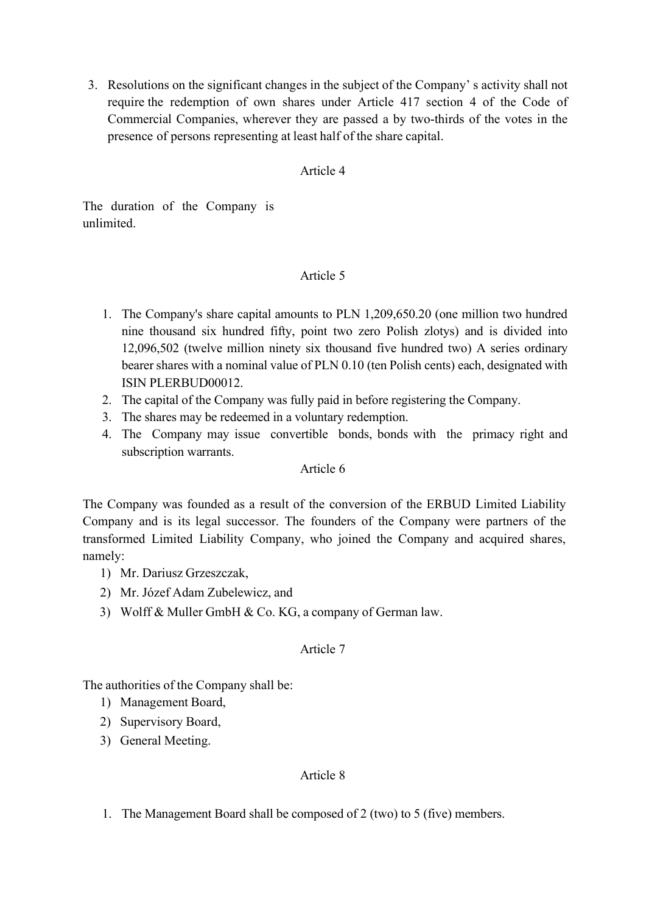3. Resolutions on the significant changes in the subject of the Company' s activity shall not require the redemption of own shares under Article 417 section 4 of the Code of Commercial Companies, wherever they are passed a by two-thirds of the votes in the presence of persons representing at least half of the share capital.

Article 4

The duration of the Company is unlimited.

Article 5

1. The Company's share capital amounts to PLN 1,209,650.20 (one million two hundred nine thousand six hundred fifty, point two zero Polish zlotys) and is divided into 12,096,502 (twelve million ninety six thousand five hundred two) A series ordinary bearer shares with a nominal value of PLN 0.10 (ten Polish cents) each, designated with ISIN PLERBUD00012.
2. The capital of the Company was fully paid in before registering the Company.
3. The shares may be redeemed in a voluntary redemption.
4. The Company may issue convertible bonds, bonds with the primacy right and subscription warrants.

Article 6

The Company was founded as a result of the conversion of the ERBUD Limited Liability Company and is its legal successor. The founders of the Company were partners of the transformed Limited Liability Company, who joined the Company and acquired shares, namely:

1) Mr. Dariusz Grzeszczak,
2) Mr. Józef Adam Zubelewicz, and
3) Wolff & Muller GmbH & Co. KG, a company of German law.

Article 7

The authorities of the Company shall be:

1) Management Board,
2) Supervisory Board,
3) General Meeting.

Article 8

1. The Management Board shall be composed of 2 (two) to 5 (five) members.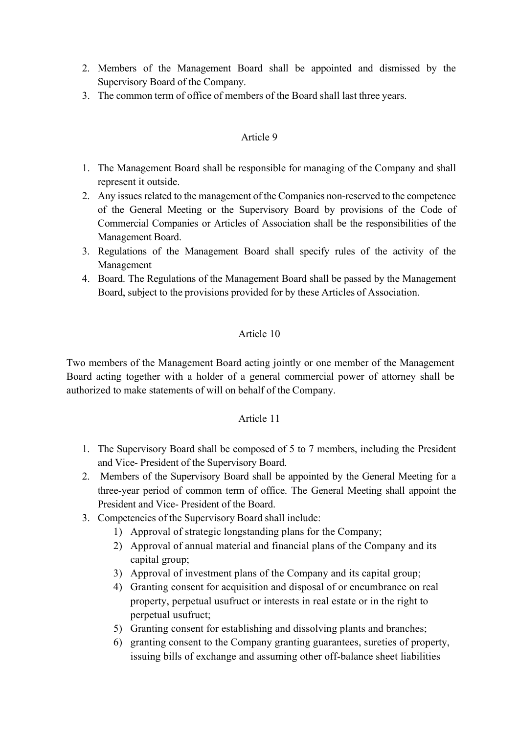2. Members of the Management Board shall be appointed and dismissed by the Supervisory Board of the Company.
3. The common term of office of members of the Board shall last three years.

## Article 9

1. The Management Board shall be responsible for managing of the Company and shall represent it outside.
2. Any issues related to the management of the Companies non-reserved to the competence of the General Meeting or the Supervisory Board by provisions of the Code of Commercial Companies or Articles of Association shall be the responsibilities of the Management Board.
3. Regulations of the Management Board shall specify rules of the activity of the Management
4. Board. The Regulations of the Management Board shall be passed by the Management Board, subject to the provisions provided for by these Articles of Association.

## Article 10

Two members of the Management Board acting jointly or one member of the Management Board acting together with a holder of a general commercial power of attorney shall be authorized to make statements of will on behalf of the Company.

## Article 11

1. The Supervisory Board shall be composed of 5 to 7 members, including the President and Vice- President of the Supervisory Board.
2. Members of the Supervisory Board shall be appointed by the General Meeting for a three-year period of common term of office. The General Meeting shall appoint the President and Vice- President of the Board.
3. Competencies of the Supervisory Board shall include:
   1) Approval of strategic longstanding plans for the Company;
   2) Approval of annual material and financial plans of the Company and its capital group;
   3) Approval of investment plans of the Company and its capital group;
   4) Granting consent for acquisition and disposal of or encumbrance on real property, perpetual usufruct or interests in real estate or in the right to perpetual usufruct;
   5) Granting consent for establishing and dissolving plants and branches;
   6) granting consent to the Company granting guarantees, sureties of property, issuing bills of exchange and assuming other off-balance sheet liabilities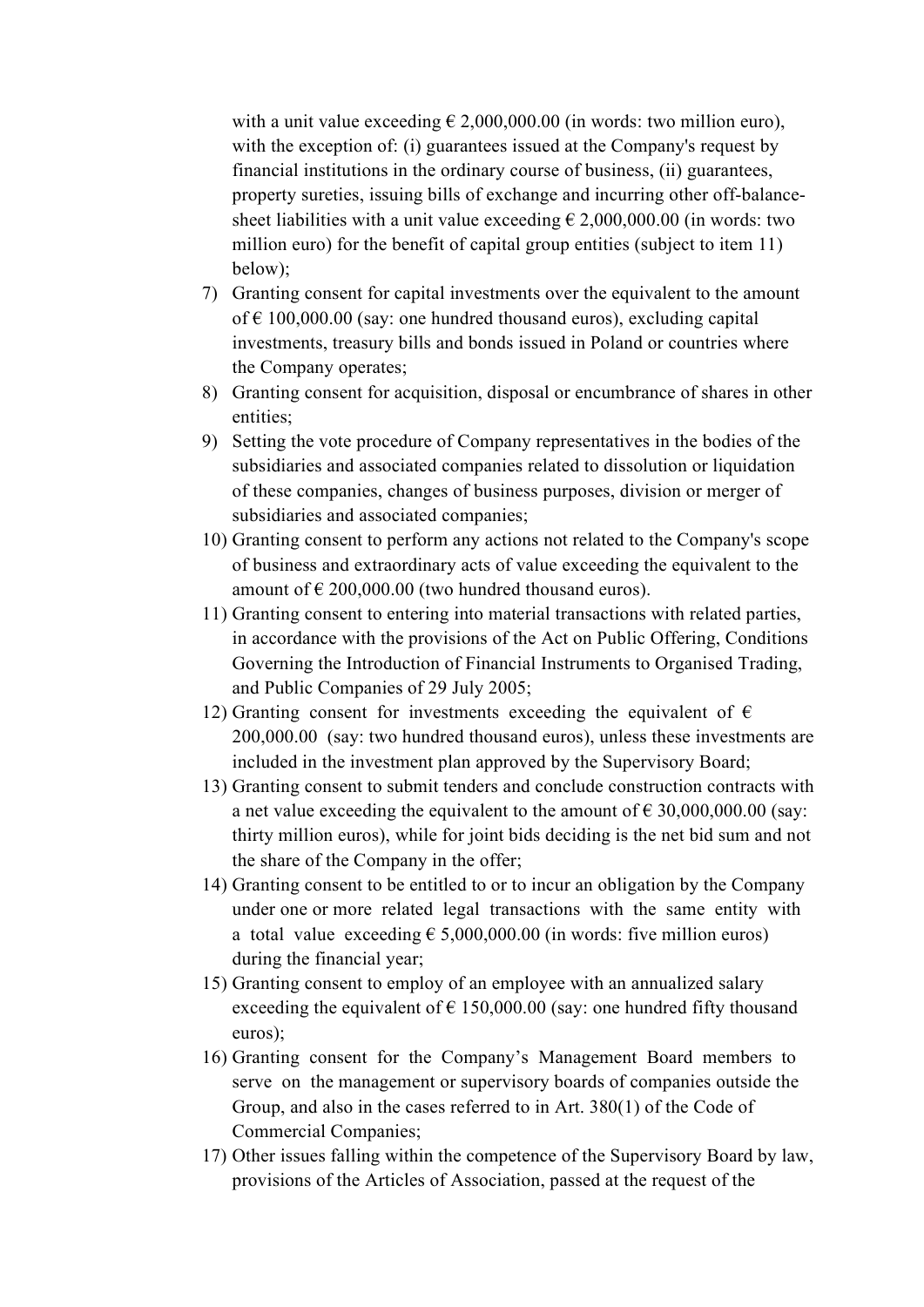with a unit value exceeding € 2,000,000.00 (in words: two million euro), with the exception of: (i) guarantees issued at the Company's request by financial institutions in the ordinary course of business, (ii) guarantees, property sureties, issuing bills of exchange and incurring other off-balance-sheet liabilities with a unit value exceeding € 2,000,000.00 (in words: two million euro) for the benefit of capital group entities (subject to item 11) below);

7) Granting consent for capital investments over the equivalent to the amount of € 100,000.00 (say: one hundred thousand euros), excluding capital investments, treasury bills and bonds issued in Poland or countries where the Company operates;
8) Granting consent for acquisition, disposal or encumbrance of shares in other entities;
9) Setting the vote procedure of Company representatives in the bodies of the subsidiaries and associated companies related to dissolution or liquidation of these companies, changes of business purposes, division or merger of subsidiaries and associated companies;
10) Granting consent to perform any actions not related to the Company's scope of business and extraordinary acts of value exceeding the equivalent to the amount of € 200,000.00 (two hundred thousand euros).
11) Granting consent to entering into material transactions with related parties, in accordance with the provisions of the Act on Public Offering, Conditions Governing the Introduction of Financial Instruments to Organised Trading, and Public Companies of 29 July 2005;
12) Granting consent for investments exceeding the equivalent of € 200,000.00 (say: two hundred thousand euros), unless these investments are included in the investment plan approved by the Supervisory Board;
13) Granting consent to submit tenders and conclude construction contracts with a net value exceeding the equivalent to the amount of € 30,000,000.00 (say: thirty million euros), while for joint bids deciding is the net bid sum and not the share of the Company in the offer;
14) Granting consent to be entitled to or to incur an obligation by the Company under one or more related legal transactions with the same entity with a total value exceeding € 5,000,000.00 (in words: five million euros) during the financial year;
15) Granting consent to employ of an employee with an annualized salary exceeding the equivalent of € 150,000.00 (say: one hundred fifty thousand euros);
16) Granting consent for the Company's Management Board members to serve on the management or supervisory boards of companies outside the Group, and also in the cases referred to in Art. 380(1) of the Code of Commercial Companies;
17) Other issues falling within the competence of the Supervisory Board by law, provisions of the Articles of Association, passed at the request of the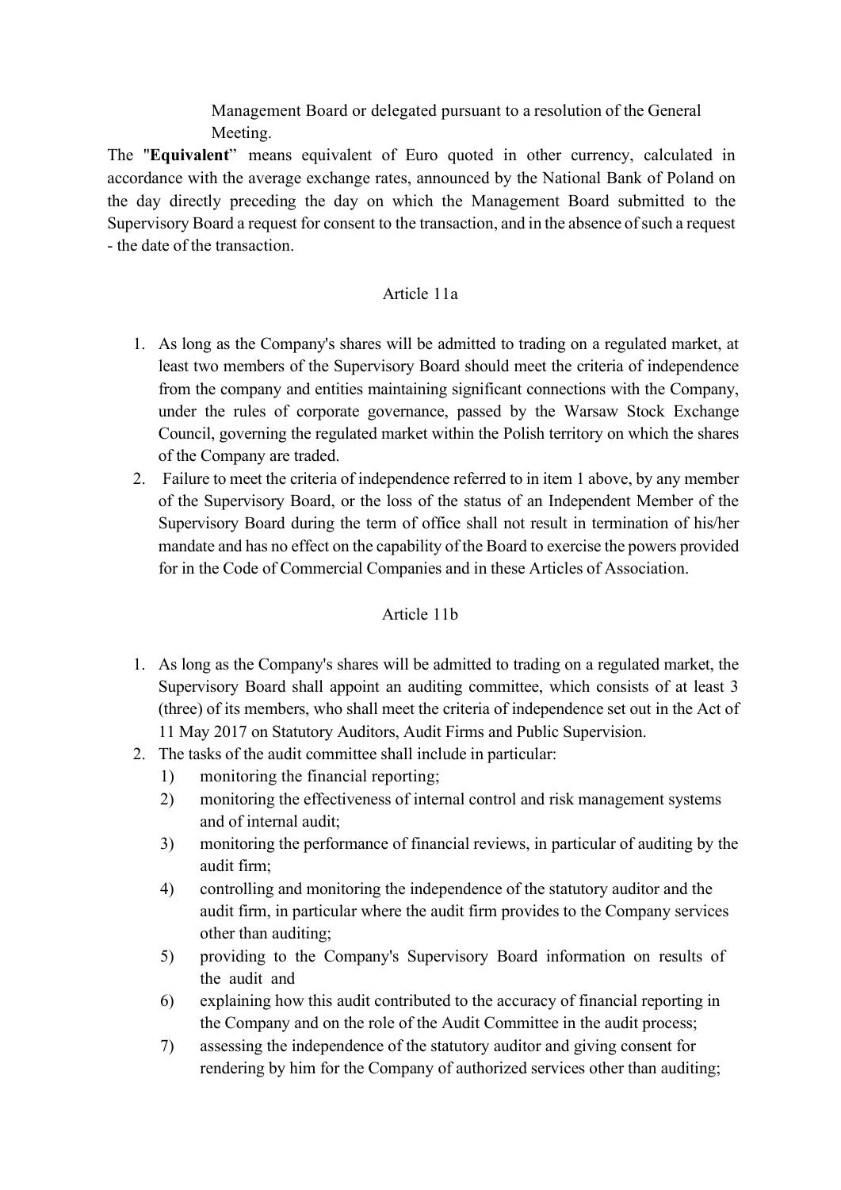Management Board or delegated pursuant to a resolution of the General Meeting.

The "**Equivalent**" means equivalent of Euro quoted in other currency, calculated in accordance with the average exchange rates, announced by the National Bank of Poland on the day directly preceding the day on which the Management Board submitted to the Supervisory Board a request for consent to the transaction, and in the absence of such a request - the date of the transaction.

Article 11a

1. As long as the Company's shares will be admitted to trading on a regulated market, at least two members of the Supervisory Board should meet the criteria of independence from the company and entities maintaining significant connections with the Company, under the rules of corporate governance, passed by the Warsaw Stock Exchange Council, governing the regulated market within the Polish territory on which the shares of the Company are traded.
2. Failure to meet the criteria of independence referred to in item 1 above, by any member of the Supervisory Board, or the loss of the status of an Independent Member of the Supervisory Board during the term of office shall not result in termination of his/her mandate and has no effect on the capability of the Board to exercise the powers provided for in the Code of Commercial Companies and in these Articles of Association.

Article 11b

1. As long as the Company's shares will be admitted to trading on a regulated market, the Supervisory Board shall appoint an auditing committee, which consists of at least 3 (three) of its members, who shall meet the criteria of independence set out in the Act of 11 May 2017 on Statutory Auditors, Audit Firms and Public Supervision.
2. The tasks of the audit committee shall include in particular:
   1) monitoring the financial reporting;
   2) monitoring the effectiveness of internal control and risk management systems and of internal audit;
   3) monitoring the performance of financial reviews, in particular of auditing by the audit firm;
   4) controlling and monitoring the independence of the statutory auditor and the audit firm, in particular where the audit firm provides to the Company services other than auditing;
   5) providing to the Company's Supervisory Board information on results of the audit and
   6) explaining how this audit contributed to the accuracy of financial reporting in the Company and on the role of the Audit Committee in the audit process;
   7) assessing the independence of the statutory auditor and giving consent for rendering by him for the Company of authorized services other than auditing;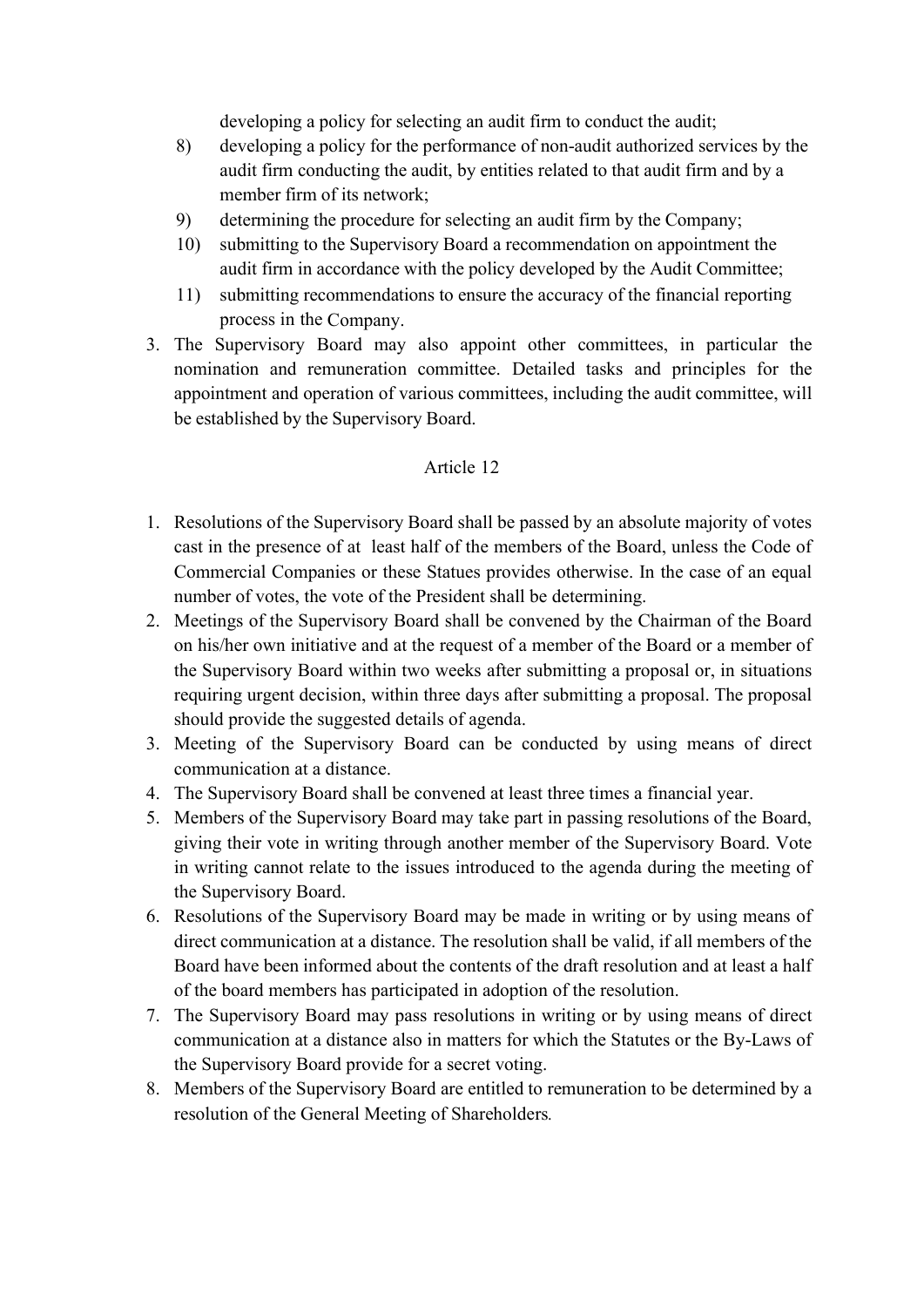developing a policy for selecting an audit firm to conduct the audit;

8) developing a policy for the performance of non-audit authorized services by the audit firm conducting the audit, by entities related to that audit firm and by a member firm of its network;
9) determining the procedure for selecting an audit firm by the Company;
10) submitting to the Supervisory Board a recommendation on appointment the audit firm in accordance with the policy developed by the Audit Committee;
11) submitting recommendations to ensure the accuracy of the financial reporting process in the Company.

3. The Supervisory Board may also appoint other committees, in particular the nomination and remuneration committee. Detailed tasks and principles for the appointment and operation of various committees, including the audit committee, will be established by the Supervisory Board.

Article 12

1. Resolutions of the Supervisory Board shall be passed by an absolute majority of votes cast in the presence of at least half of the members of the Board, unless the Code of Commercial Companies or these Statues provides otherwise. In the case of an equal number of votes, the vote of the President shall be determining.
2. Meetings of the Supervisory Board shall be convened by the Chairman of the Board on his/her own initiative and at the request of a member of the Board or a member of the Supervisory Board within two weeks after submitting a proposal or, in situations requiring urgent decision, within three days after submitting a proposal. The proposal should provide the suggested details of agenda.
3. Meeting of the Supervisory Board can be conducted by using means of direct communication at a distance.
4. The Supervisory Board shall be convened at least three times a financial year.
5. Members of the Supervisory Board may take part in passing resolutions of the Board, giving their vote in writing through another member of the Supervisory Board. Vote in writing cannot relate to the issues introduced to the agenda during the meeting of the Supervisory Board.
6. Resolutions of the Supervisory Board may be made in writing or by using means of direct communication at a distance. The resolution shall be valid, if all members of the Board have been informed about the contents of the draft resolution and at least a half of the board members has participated in adoption of the resolution.
7. The Supervisory Board may pass resolutions in writing or by using means of direct communication at a distance also in matters for which the Statutes or the By-Laws of the Supervisory Board provide for a secret voting.
8. Members of the Supervisory Board are entitled to remuneration to be determined by a resolution of the General Meeting of Shareholders.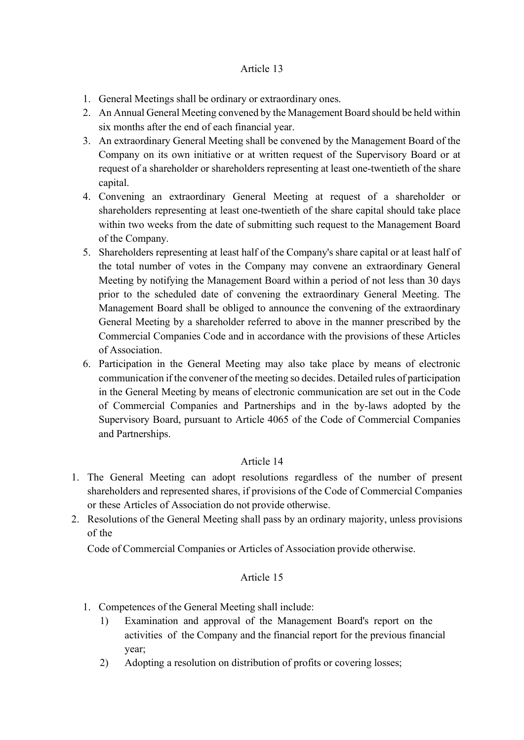## Article 13

1. General Meetings shall be ordinary or extraordinary ones.
2. An Annual General Meeting convened by the Management Board should be held within six months after the end of each financial year.
3. An extraordinary General Meeting shall be convened by the Management Board of the Company on its own initiative or at written request of the Supervisory Board or at request of a shareholder or shareholders representing at least one-twentieth of the share capital.
4. Convening an extraordinary General Meeting at request of a shareholder or shareholders representing at least one-twentieth of the share capital should take place within two weeks from the date of submitting such request to the Management Board of the Company.
5. Shareholders representing at least half of the Company's share capital or at least half of the total number of votes in the Company may convene an extraordinary General Meeting by notifying the Management Board within a period of not less than 30 days prior to the scheduled date of convening the extraordinary General Meeting. The Management Board shall be obliged to announce the convening of the extraordinary General Meeting by a shareholder referred to above in the manner prescribed by the Commercial Companies Code and in accordance with the provisions of these Articles of Association.
6. Participation in the General Meeting may also take place by means of electronic communication if the convener of the meeting so decides. Detailed rules of participation in the General Meeting by means of electronic communication are set out in the Code of Commercial Companies and Partnerships and in the by-laws adopted by the Supervisory Board, pursuant to Article 4065 of the Code of Commercial Companies and Partnerships.

## Article 14

1. The General Meeting can adopt resolutions regardless of the number of present shareholders and represented shares, if provisions of the Code of Commercial Companies or these Articles of Association do not provide otherwise.
2. Resolutions of the General Meeting shall pass by an ordinary majority, unless provisions of the

   Code of Commercial Companies or Articles of Association provide otherwise.

## Article 15

1. Competences of the General Meeting shall include:
   1) Examination and approval of the Management Board's report on the activities of the Company and the financial report for the previous financial year;
   2) Adopting a resolution on distribution of profits or covering losses;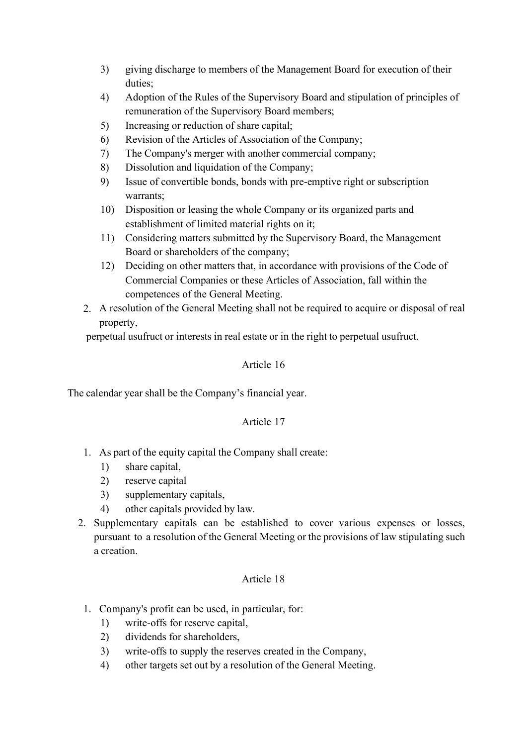3) giving discharge to members of the Management Board for execution of their duties;
4) Adoption of the Rules of the Supervisory Board and stipulation of principles of remuneration of the Supervisory Board members;
5) Increasing or reduction of share capital;
6) Revision of the Articles of Association of the Company;
7) The Company's merger with another commercial company;
8) Dissolution and liquidation of the Company;
9) Issue of convertible bonds, bonds with pre-emptive right or subscription warrants;
10) Disposition or leasing the whole Company or its organized parts and establishment of limited material rights on it;
11) Considering matters submitted by the Supervisory Board, the Management Board or shareholders of the company;
12) Deciding on other matters that, in accordance with provisions of the Code of Commercial Companies or these Articles of Association, fall within the competences of the General Meeting.

2. A resolution of the General Meeting shall not be required to acquire or disposal of real property,

perpetual usufruct or interests in real estate or in the right to perpetual usufruct.

## Article 16

The calendar year shall be the Company's financial year.

## Article 17

1. As part of the equity capital the Company shall create:
   1) share capital,
   2) reserve capital
   3) supplementary capitals,
   4) other capitals provided by law.
2. Supplementary capitals can be established to cover various expenses or losses, pursuant to a resolution of the General Meeting or the provisions of law stipulating such a creation.

## Article 18

1. Company's profit can be used, in particular, for:
   1) write-offs for reserve capital,
   2) dividends for shareholders,
   3) write-offs to supply the reserves created in the Company,
   4) other targets set out by a resolution of the General Meeting.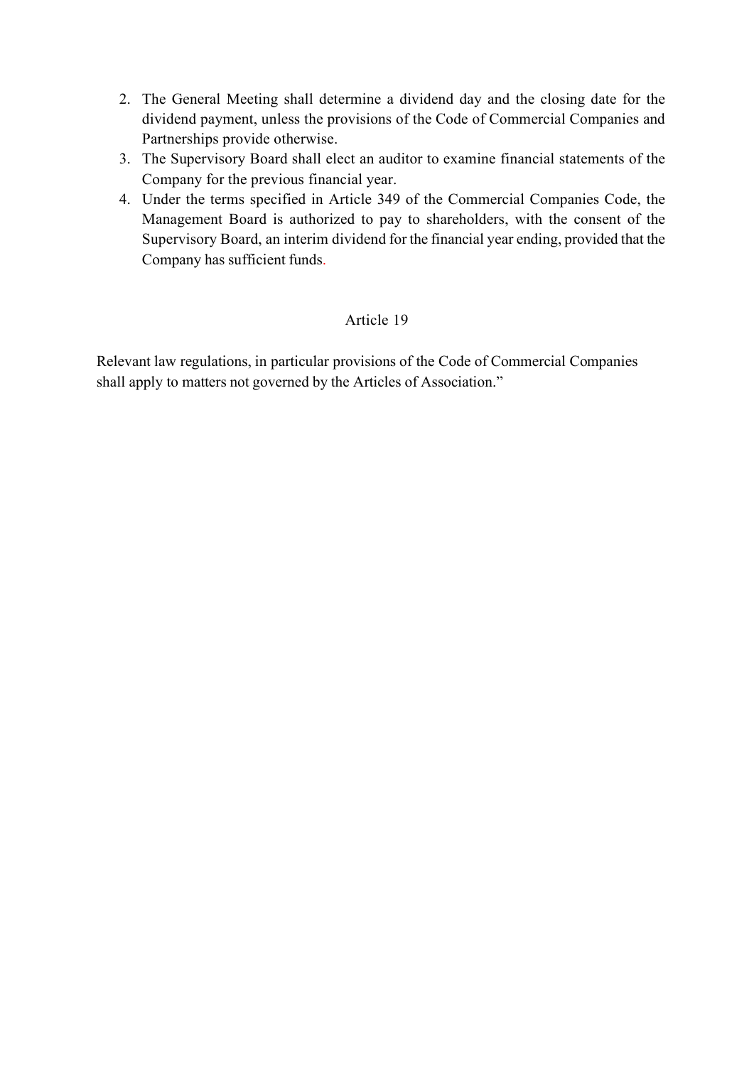2. The General Meeting shall determine a dividend day and the closing date for the dividend payment, unless the provisions of the Code of Commercial Companies and Partnerships provide otherwise.
3. The Supervisory Board shall elect an auditor to examine financial statements of the Company for the previous financial year.
4. Under the terms specified in Article 349 of the Commercial Companies Code, the Management Board is authorized to pay to shareholders, with the consent of the Supervisory Board, an interim dividend for the financial year ending, provided that the Company has sufficient funds.

Article 19

Relevant law regulations, in particular provisions of the Code of Commercial Companies shall apply to matters not governed by the Articles of Association."